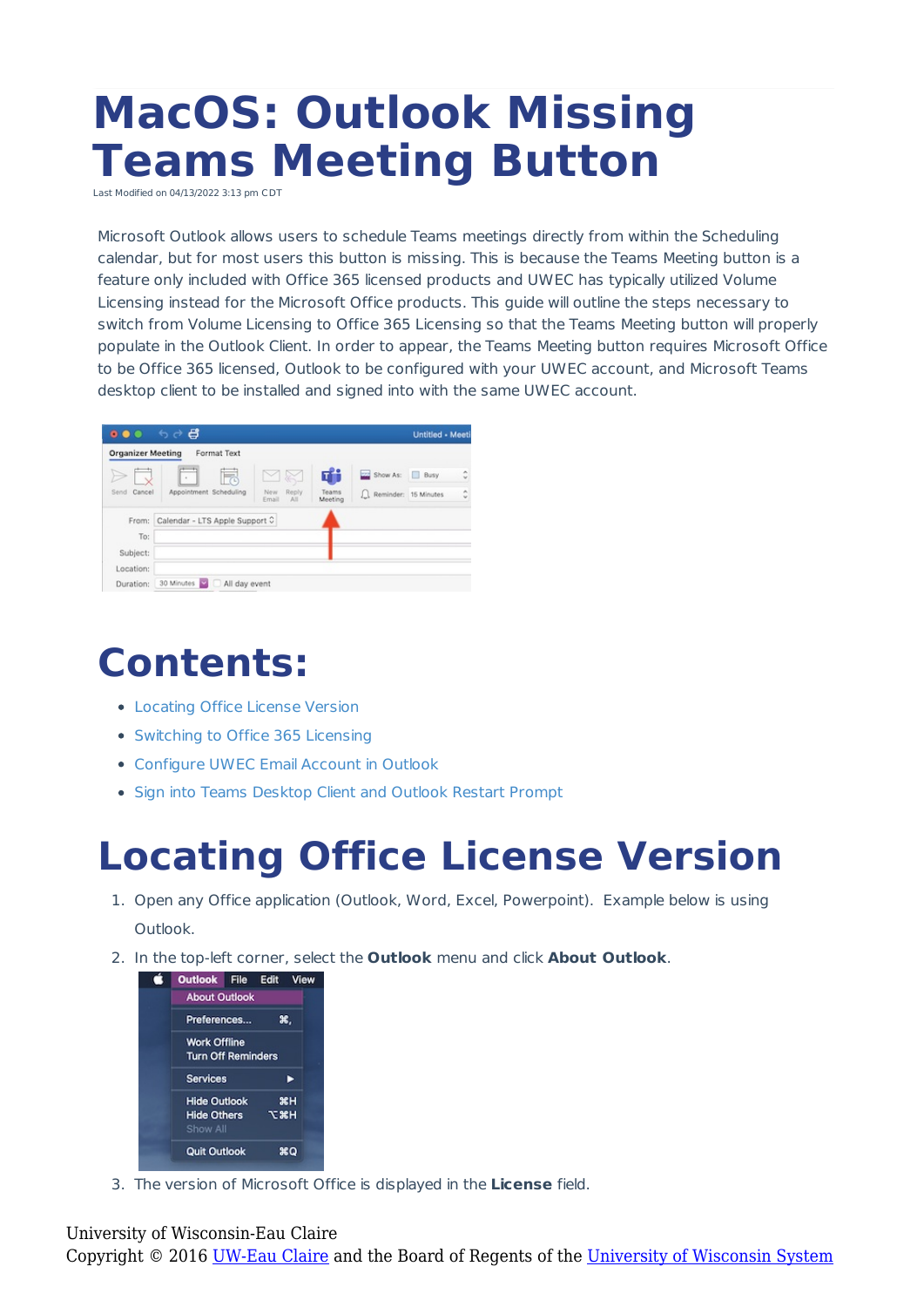# MacOS: Outlook Missing Teams Meeting Button

Last Modified on 04/13/2022 3:13 pm CDT

Microsoft Outlook allows users to schedule Teams meetings directly from within the Scheduling calendar, but for most users this button is missing. This is because the Teams Meeting button is a feature only included with Office 365 licensed products and UWEC has typically utilized Volume Licensing instead for the Microsoft Office products. This guide will outline the steps necessary to switch from Volume Licensing to Office 365 Licensing so that the Teams Meeting button will properly populate in the Outlook Client. In order to appear, the Teams Meeting button requires Microsoft Office to be Office 365 licensed, Outlook to be configured with your UWEC account, and Microsoft Teams desktop client to be installed and signed into with the same UWEC account.

# Contents:

- Locating Office License Version
- Switching to Office 365 Licensing
- Configure UWEC Email Account in Outlook
- Sign into Teams Desktop Client and Outlook Restart Prompt

# Locating Office License Version

1. Open any Office application (Outlook, Word, Excel, Powerpoint). Example below is using Outlook.
2. In the top-left corner, select the **Outlook** menu and click **About Outlook**.
3. The version of Microsoft Office is displayed in the **License** field.

University of Wisconsin-Eau Claire
Copyright © 2016 UW-Eau Claire and the Board of Regents of the University of Wisconsin System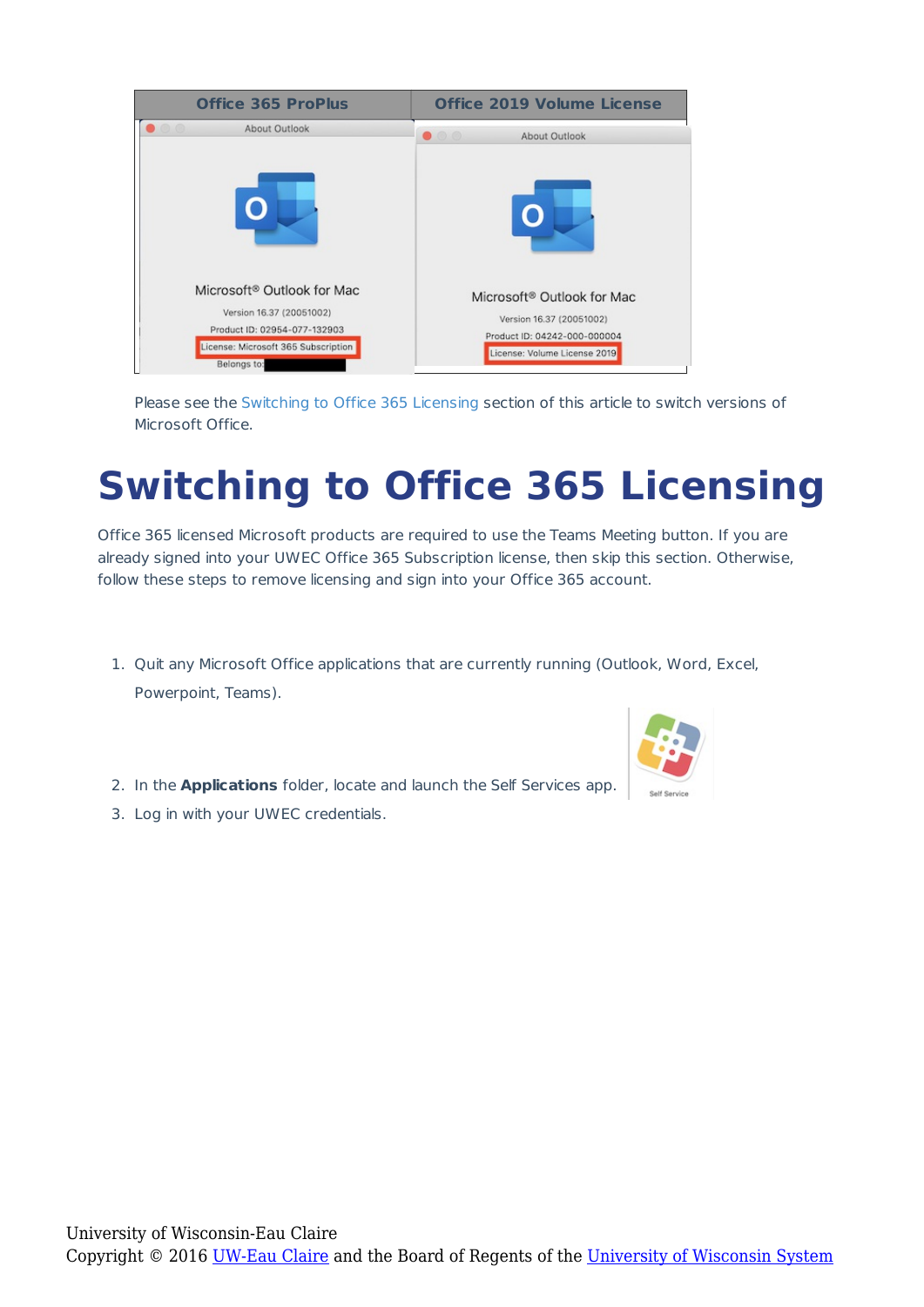| Office 365 ProPlus | Office 2019 Volume License |
| --- | --- |
| About Outlook<br>Microsoft® Outlook for Mac<br>Version 16.37 (20051002)<br>Product ID: 02954-077-132903<br>License: Microsoft 365 Subscription<br>Belongs to: | About Outlook<br>Microsoft® Outlook for Mac<br>Version 16.37 (20051002)<br>Product ID: 04242-000-000004<br>License: Volume License 2019 |

Please see the Switching to Office 365 Licensing section of this article to switch versions of Microsoft Office.

# Switching to Office 365 Licensing

Office 365 licensed Microsoft products are required to use the Teams Meeting button. If you are already signed into your UWEC Office 365 Subscription license, then skip this section. Otherwise, follow these steps to remove licensing and sign into your Office 365 account.

1. Quit any Microsoft Office applications that are currently running (Outlook, Word, Excel, Powerpoint, Teams).
2. In the **Applications** folder, locate and launch the Self Services app.
3. Log in with your UWEC credentials.

University of Wisconsin-Eau Claire
Copyright © 2016 UW-Eau Claire and the Board of Regents of the University of Wisconsin System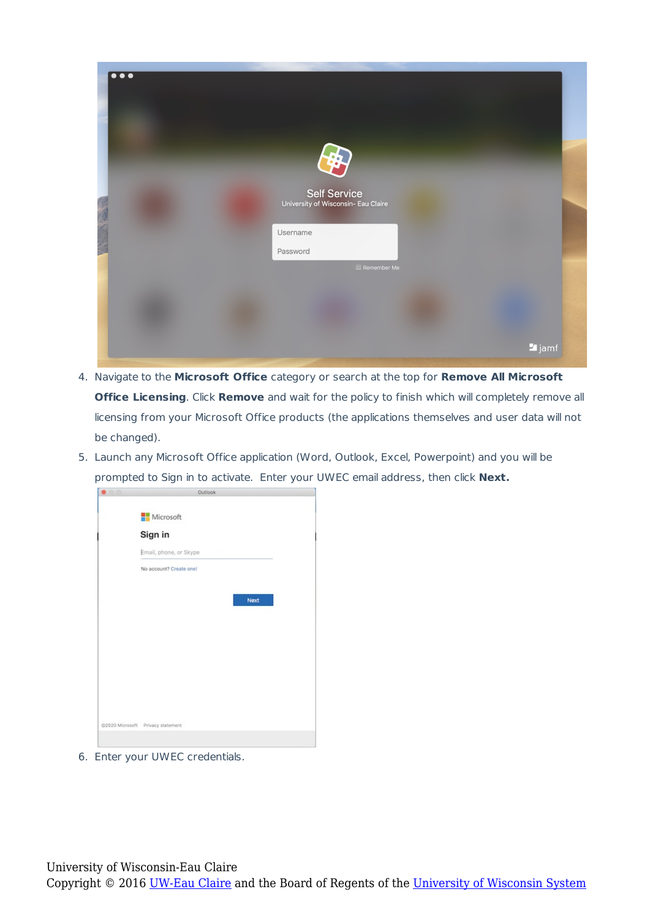4. Navigate to the **Microsoft Office** category or search at the top for **Remove All Microsoft Office Licensing**. Click **Remove** and wait for the policy to finish which will completely remove all licensing from your Microsoft Office products (the applications themselves and user data will not be changed).
5. Launch any Microsoft Office application (Word, Outlook, Excel, Powerpoint) and you will be prompted to Sign in to activate. Enter your UWEC email address, then click **Next.**
6. Enter your UWEC credentials.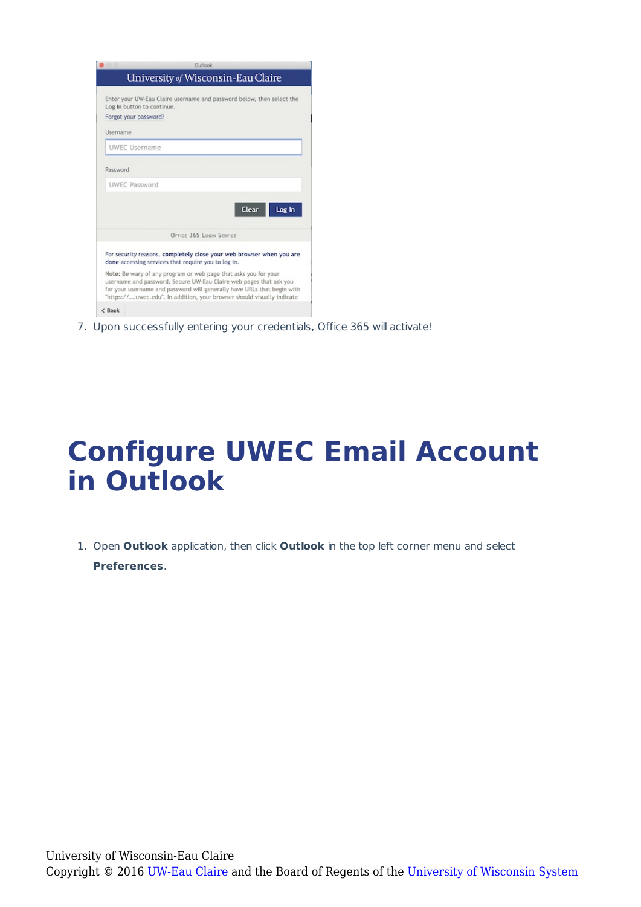7. Upon successfully entering your credentials, Office 365 will activate!

# Configure UWEC Email Account in Outlook

1. Open **Outlook** application, then click **Outlook** in the top left corner menu and select **Preferences**.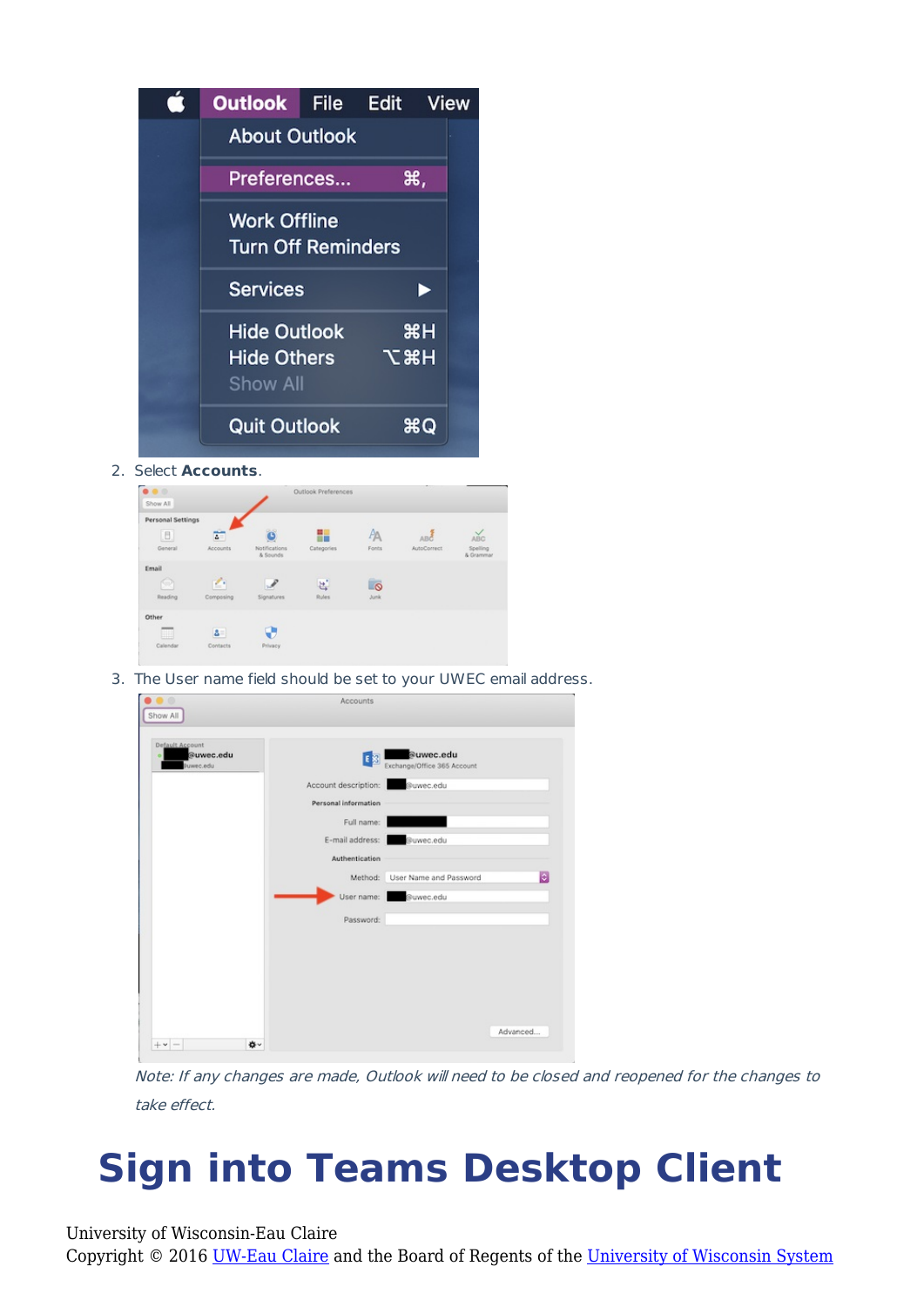2. Select **Accounts**.

3. The User name field should be set to your UWEC email address.

*Note: If any changes are made, Outlook will need to be closed and reopened for the changes to take effect.*

# Sign into Teams Desktop Client

University of Wisconsin-Eau Claire
Copyright © 2016 UW-Eau Claire and the Board of Regents of the University of Wisconsin System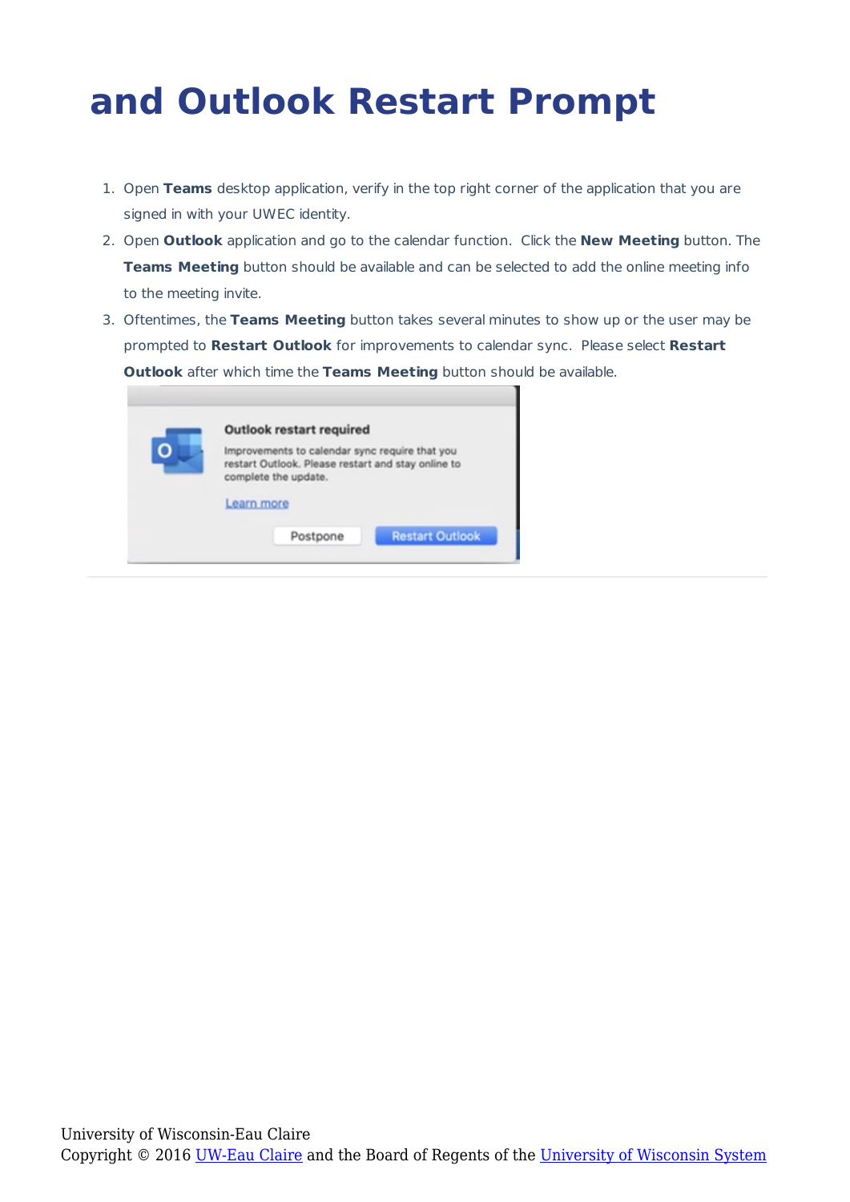# and Outlook Restart Prompt

1. Open **Teams** desktop application, verify in the top right corner of the application that you are signed in with your UWEC identity.
2. Open **Outlook** application and go to the calendar function. Click the **New Meeting** button. The **Teams Meeting** button should be available and can be selected to add the online meeting info to the meeting invite.
3. Oftentimes, the **Teams Meeting** button takes several minutes to show up or the user may be prompted to **Restart Outlook** for improvements to calendar sync. Please select **Restart Outlook** after which time the **Teams Meeting** button should be available.

University of Wisconsin-Eau Claire
Copyright © 2016 UW-Eau Claire and the Board of Regents of the University of Wisconsin System